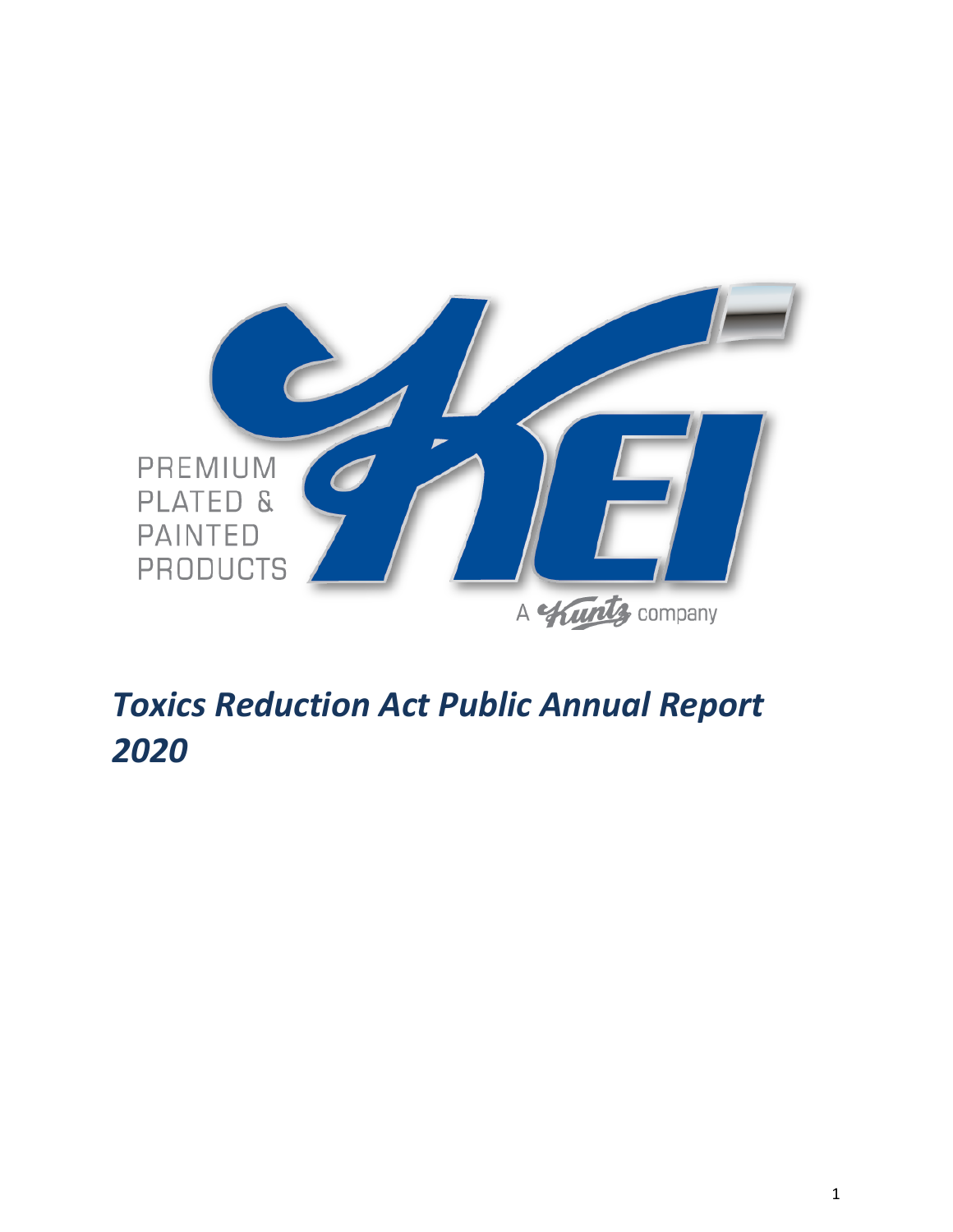PREMIUM
PLATED &
PAINTED
PRODUCTS

KEI

A Kuntz company

# *Toxics Reduction Act Public Annual Report 2020*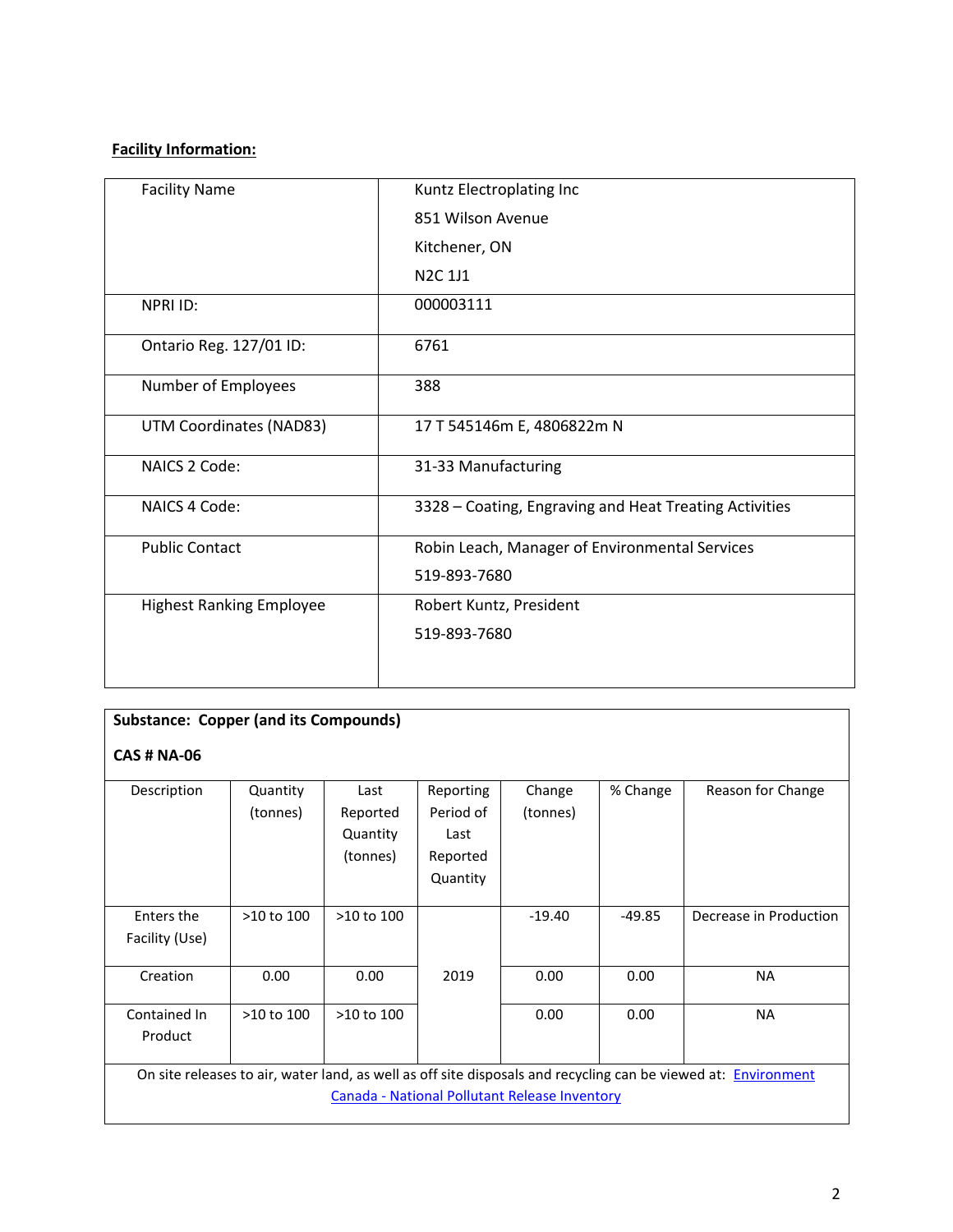**Facility Information:**

| | |
|---|---|
| Facility Name | Kuntz Electroplating Inc<br>851 Wilson Avenue<br>Kitchener, ON<br>N2C 1J1 |
| NPRI ID: | 000003111 |
| Ontario Reg. 127/01 ID: | 6761 |
| Number of Employees | 388 |
| UTM Coordinates (NAD83) | 17 T 545146m E, 4806822m N |
| NAICS 2 Code: | 31-33 Manufacturing |
| NAICS 4 Code: | 3328 – Coating, Engraving and Heat Treating Activities |
| Public Contact | Robin Leach, Manager of Environmental Services<br>519-893-7680 |
| Highest Ranking Employee | Robert Kuntz, President<br>519-893-7680 |

**Substance: Copper (and its Compounds)**

**CAS # NA-06**

| Description | Quantity (tonnes) | Last Reported Quantity (tonnes) | Reporting Period of Last Reported Quantity | Change (tonnes) | % Change | Reason for Change |
|---|---|---|---|---|---|---|
| Enters the Facility (Use) | >10 to 100 | >10 to 100 | 2019 | -19.40 | -49.85 | Decrease in Production |
| Creation | 0.00 | 0.00 | | 0.00 | 0.00 | NA |
| Contained In Product | >10 to 100 | >10 to 100 | | 0.00 | 0.00 | NA |

On site releases to air, water land, as well as off site disposals and recycling can be viewed at: Environment Canada - National Pollutant Release Inventory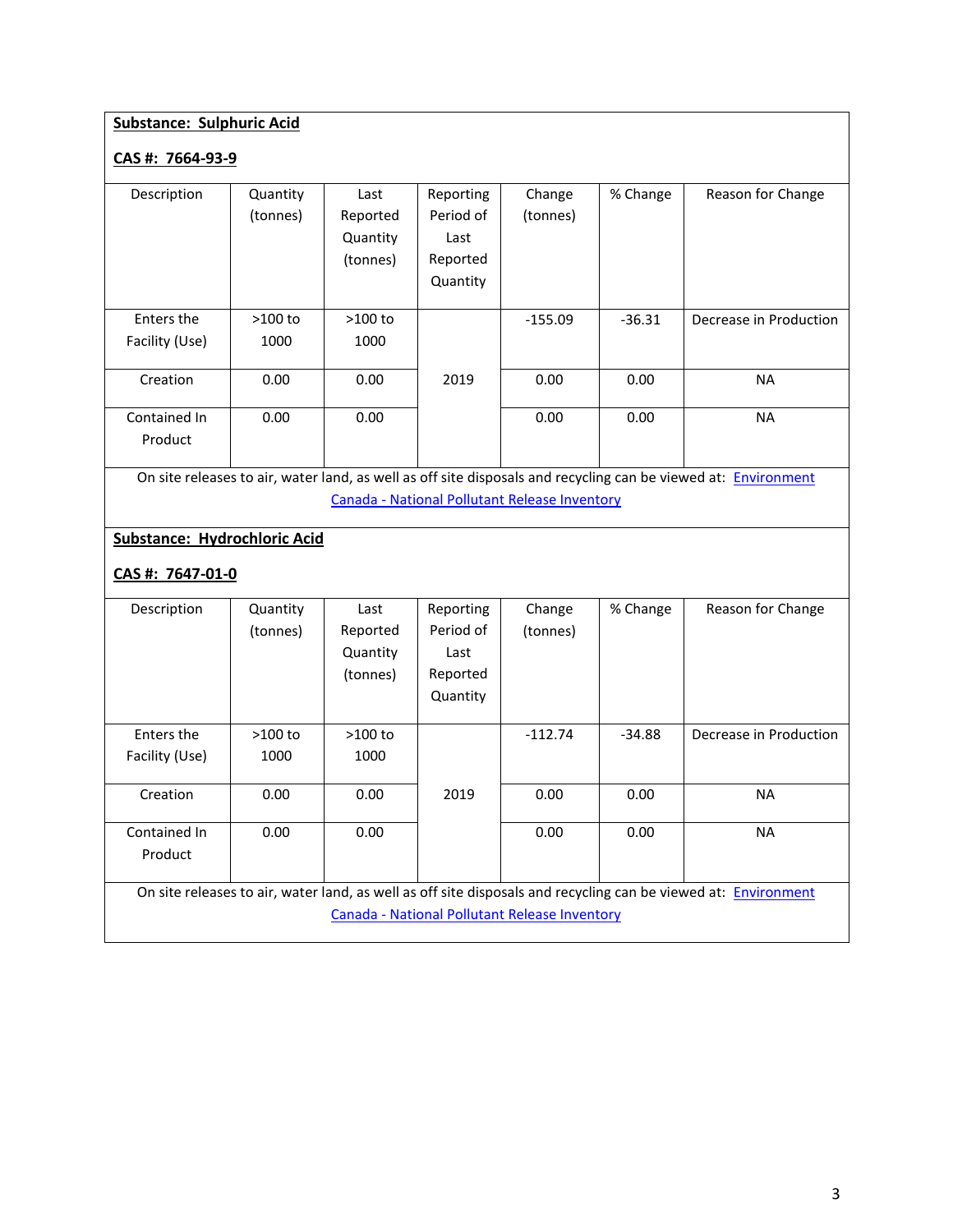**Substance: Sulphuric Acid**

**CAS #: 7664-93-9**

| Description | Quantity (tonnes) | Last Reported Quantity (tonnes) | Reporting Period of Last Reported Quantity | Change (tonnes) | % Change | Reason for Change |
|---|---|---|---|---|---|---|
| Enters the Facility (Use) | >100 to 1000 | >100 to 1000 | 2019 | -155.09 | -36.31 | Decrease in Production |
| Creation | 0.00 | 0.00 | | 0.00 | 0.00 | NA |
| Contained In Product | 0.00 | 0.00 | | 0.00 | 0.00 | NA |

On site releases to air, water land, as well as off site disposals and recycling can be viewed at: [Environment Canada - National Pollutant Release Inventory]()

**Substance: Hydrochloric Acid**

**CAS #: 7647-01-0**

| Description | Quantity (tonnes) | Last Reported Quantity (tonnes) | Reporting Period of Last Reported Quantity | Change (tonnes) | % Change | Reason for Change |
|---|---|---|---|---|---|---|
| Enters the Facility (Use) | >100 to 1000 | >100 to 1000 | 2019 | -112.74 | -34.88 | Decrease in Production |
| Creation | 0.00 | 0.00 | | 0.00 | 0.00 | NA |
| Contained In Product | 0.00 | 0.00 | | 0.00 | 0.00 | NA |

On site releases to air, water land, as well as off site disposals and recycling can be viewed at: [Environment Canada - National Pollutant Release Inventory]()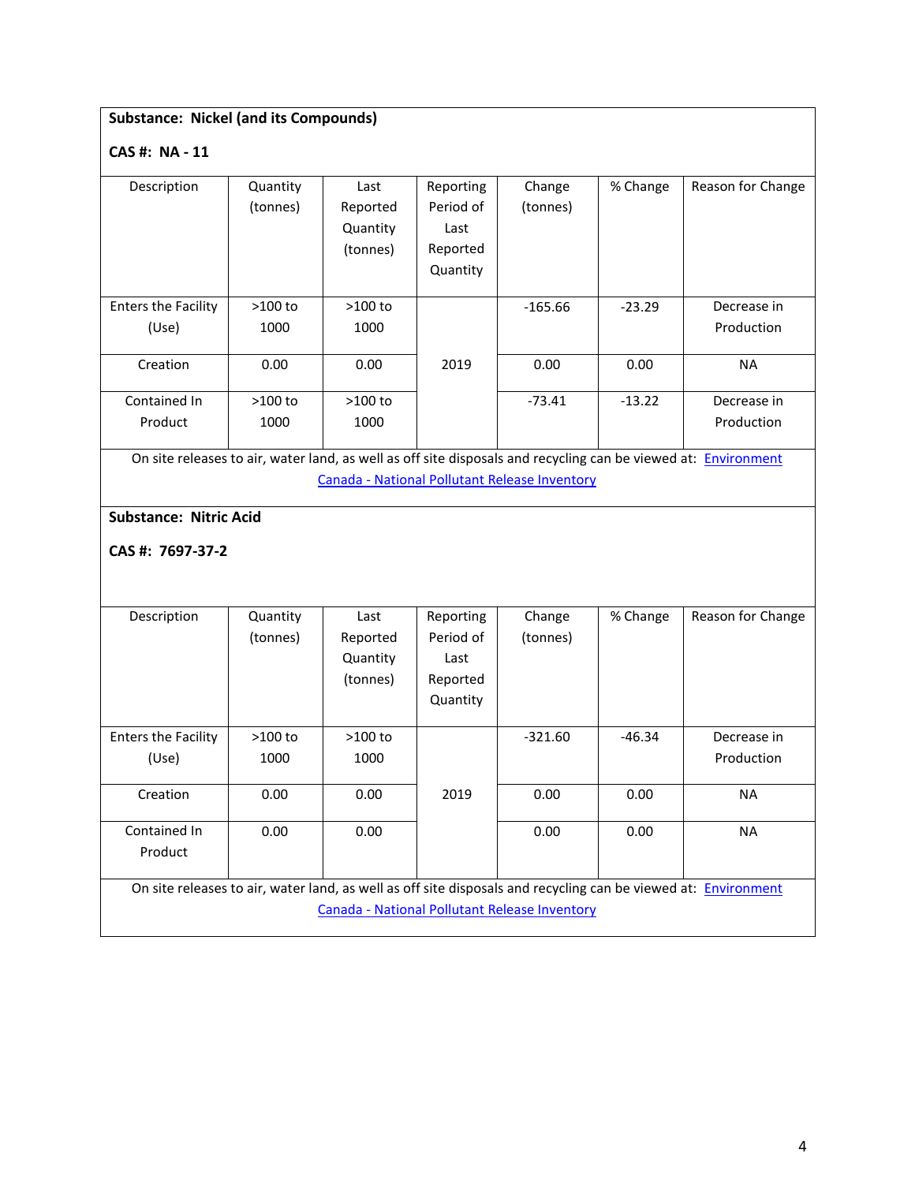**Substance: Nickel (and its Compounds)**

**CAS #: NA - 11**

| Description | Quantity (tonnes) | Last Reported Quantity (tonnes) | Reporting Period of Last Reported Quantity | Change (tonnes) | % Change | Reason for Change |
|---|---|---|---|---|---|---|
| Enters the Facility (Use) | >100 to 1000 | >100 to 1000 | 2019 | -165.66 | -23.29 | Decrease in Production |
| Creation | 0.00 | 0.00 | 2019 | 0.00 | 0.00 | NA |
| Contained In Product | >100 to 1000 | >100 to 1000 | 2019 | -73.41 | -13.22 | Decrease in Production |

On site releases to air, water land, as well as off site disposals and recycling can be viewed at: [Environment Canada - National Pollutant Release Inventory]()

**Substance: Nitric Acid**

**CAS #: 7697-37-2**

| Description | Quantity (tonnes) | Last Reported Quantity (tonnes) | Reporting Period of Last Reported Quantity | Change (tonnes) | % Change | Reason for Change |
|---|---|---|---|---|---|---|
| Enters the Facility (Use) | >100 to 1000 | >100 to 1000 | 2019 | -321.60 | -46.34 | Decrease in Production |
| Creation | 0.00 | 0.00 | 2019 | 0.00 | 0.00 | NA |
| Contained In Product | 0.00 | 0.00 | 2019 | 0.00 | 0.00 | NA |

On site releases to air, water land, as well as off site disposals and recycling can be viewed at: [Environment Canada - National Pollutant Release Inventory]()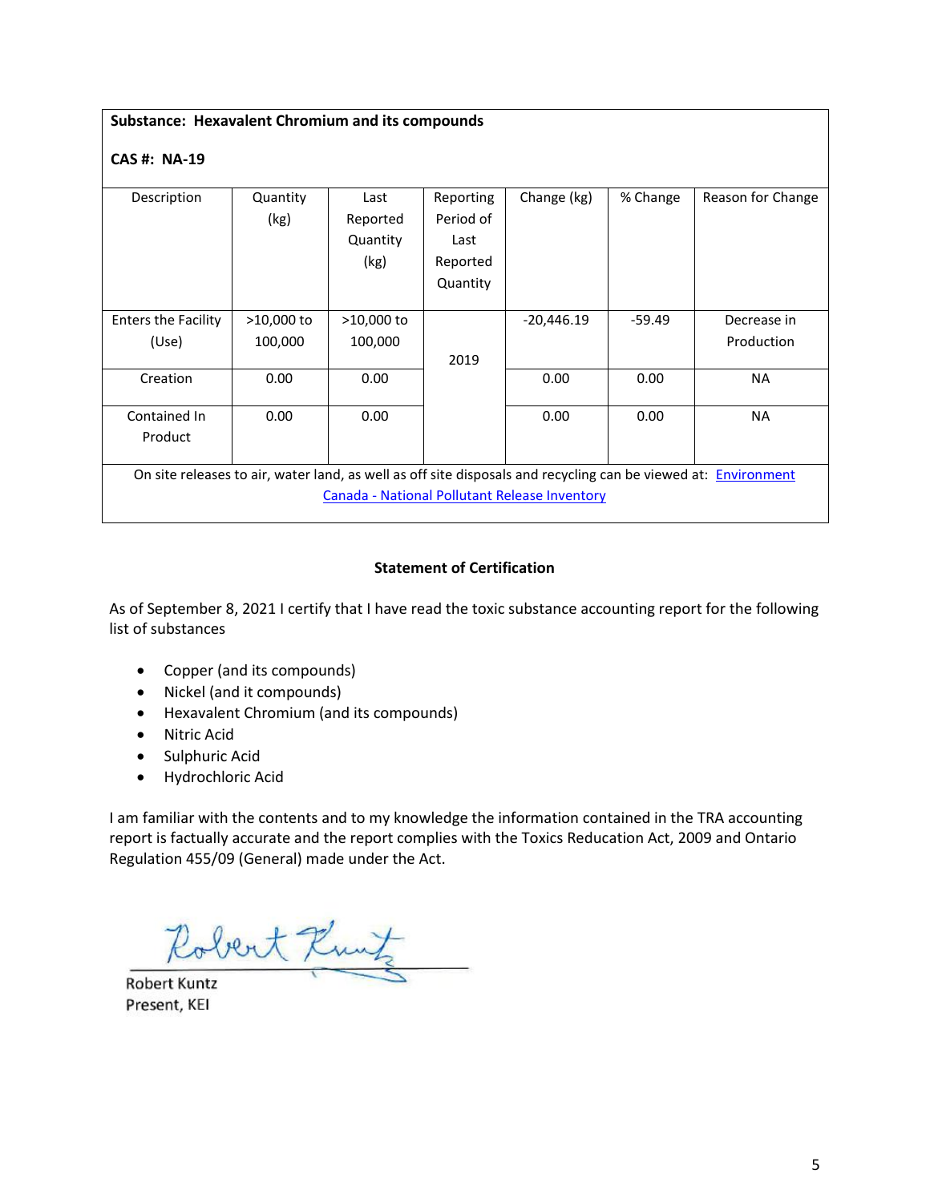| **Substance: Hexavalent Chromium and its compounds**<br><br>**CAS #: NA-19** | | | | | | |
|---|---|---|---|---|---|---|
| Description | Quantity (kg) | Last Reported Quantity (kg) | Reporting Period of Last Reported Quantity | Change (kg) | % Change | Reason for Change |
| Enters the Facility (Use) | >10,000 to 100,000 | >10,000 to 100,000 | 2019 | -20,446.19 | -59.49 | Decrease in Production |
| Creation | 0.00 | 0.00 | | 0.00 | 0.00 | NA |
| Contained In Product | 0.00 | 0.00 | | 0.00 | 0.00 | NA |
| On site releases to air, water land, as well as off site disposals and recycling can be viewed at: [Environment Canada - National Pollutant Release Inventory] | | | | | | |

**Statement of Certification**

As of September 8, 2021 I certify that I have read the toxic substance accounting report for the following list of substances

- Copper (and its compounds)
- Nickel (and it compounds)
- Hexavalent Chromium (and its compounds)
- Nitric Acid
- Sulphuric Acid
- Hydrochloric Acid

I am familiar with the contents and to my knowledge the information contained in the TRA accounting report is factually accurate and the report complies with the Toxics Reducation Act, 2009 and Ontario Regulation 455/09 (General) made under the Act.

Robert Kuntz

Robert Kuntz
Present, KEI